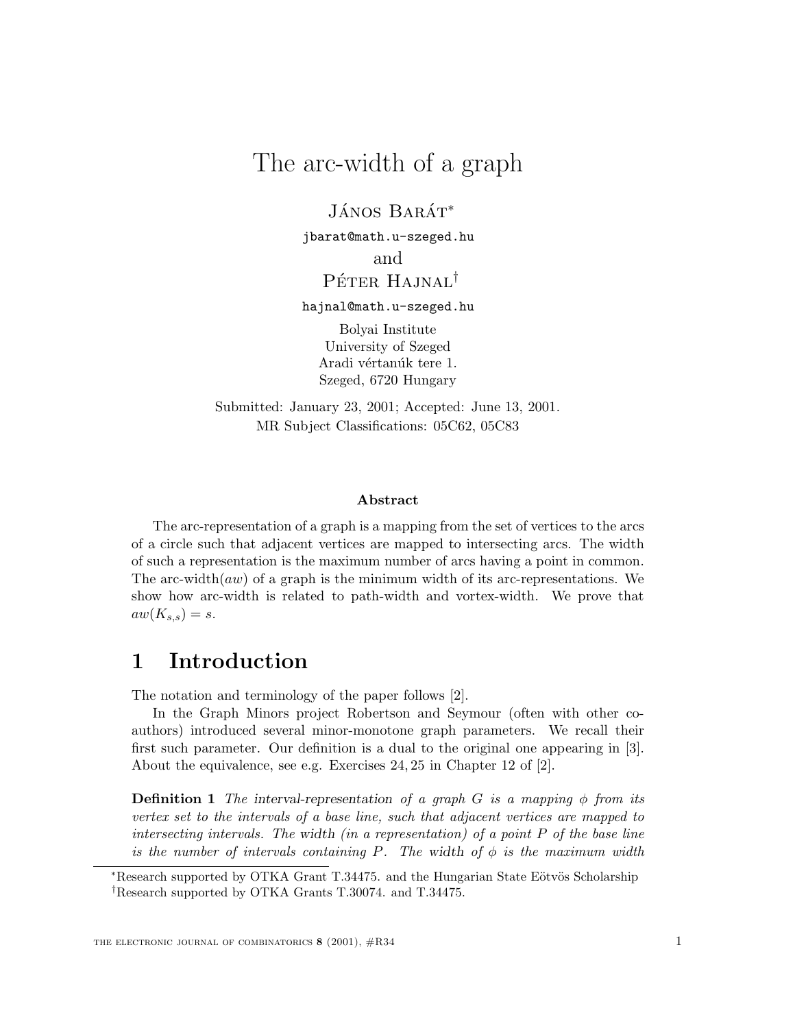# The arc-width of a graph

János Barát*

jbarat@math.u-szeged.hu

and

Péter Hajnal†

hajnal@math.u-szeged.hu

Bolyai Institute
University of Szeged
Aradi vértanúk tere 1.
Szeged, 6720 Hungary

Submitted: January 23, 2001; Accepted: June 13, 2001.
MR Subject Classifications: 05C62, 05C83

### Abstract

The arc-representation of a graph is a mapping from the set of vertices to the arcs of a circle such that adjacent vertices are mapped to intersecting arcs. The width of such a representation is the maximum number of arcs having a point in common. The arc-width($aw$) of a graph is the minimum width of its arc-representations. We show how arc-width is related to path-width and vertex-width. We prove that $aw(K_{s,s}) = s$.

## 1 Introduction

The notation and terminology of the paper follows [2].

In the Graph Minors project Robertson and Seymour (often with other coauthors) introduced several minor-monotone graph parameters. We recall their first such parameter. Our definition is a dual to the original one appearing in [3]. About the equivalence, see e.g. Exercises 24, 25 in Chapter 12 of [2].

**Definition 1** *The interval-representation of a graph $G$ is a mapping $\phi$ from its vertex set to the intervals of a base line, such that adjacent vertices are mapped to intersecting intervals. The width (in a representation) of a point $P$ of the base line is the number of intervals containing $P$. The width of $\phi$ is the maximum width*

---

*Research supported by OTKA Grant T.34475. and the Hungarian State Eötvös Scholarship

†Research supported by OTKA Grants T.30074. and T.34475.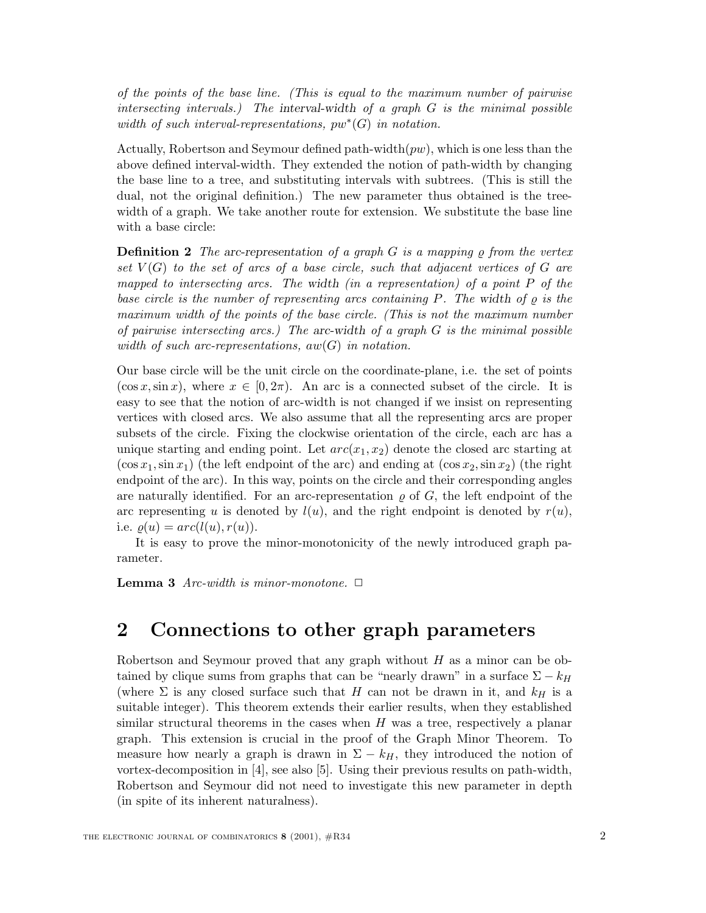*of the points of the base line. (This is equal to the maximum number of pairwise intersecting intervals.) The* interval-width *of a graph $G$ is the minimal possible width of such interval-representations, $pw^*(G)$ in notation.*

Actually, Robertson and Seymour defined path-width($pw$), which is one less than the above defined interval-width. They extended the notion of path-width by changing the base line to a tree, and substituting intervals with subtrees. (This is still the dual, not the original definition.) The new parameter thus obtained is the tree-width of a graph. We take another route for extension. We substitute the base line with a base circle:

**Definition 2** *The* arc-representation *of a graph $G$ is a mapping $\varrho$ from the vertex set $V(G)$ to the set of arcs of a base circle, such that adjacent vertices of $G$ are mapped to intersecting arcs. The* width *(in a representation) of a point $P$ of the base circle is the number of representing arcs containing $P$. The* width *of $\varrho$ is the maximum width of the points of the base circle. (This is not the maximum number of pairwise intersecting arcs.) The* arc-width *of a graph $G$ is the minimal possible width of such arc-representations, $aw(G)$ in notation.*

Our base circle will be the unit circle on the coordinate-plane, i.e. the set of points $(\cos x, \sin x)$, where $x \in [0, 2\pi)$. An arc is a connected subset of the circle. It is easy to see that the notion of arc-width is not changed if we insist on representing vertices with closed arcs. We also assume that all the representing arcs are proper subsets of the circle. Fixing the clockwise orientation of the circle, each arc has a unique starting and ending point. Let $arc(x_1, x_2)$ denote the closed arc starting at $(\cos x_1, \sin x_1)$ (the left endpoint of the arc) and ending at $(\cos x_2, \sin x_2)$ (the right endpoint of the arc). In this way, points on the circle and their corresponding angles are naturally identified. For an arc-representation $\varrho$ of $G$, the left endpoint of the arc representing $u$ is denoted by $l(u)$, and the right endpoint is denoted by $r(u)$, i.e. $\varrho(u) = arc(l(u), r(u))$.

It is easy to prove the minor-monotonicity of the newly introduced graph parameter.

**Lemma 3** *Arc-width is minor-monotone.* □

## 2 Connections to other graph parameters

Robertson and Seymour proved that any graph without $H$ as a minor can be obtained by clique sums from graphs that can be "nearly drawn" in a surface $\Sigma - k_H$ (where $\Sigma$ is any closed surface such that $H$ can not be drawn in it, and $k_H$ is a suitable integer). This theorem extends their earlier results, when they established similar structural theorems in the cases when $H$ was a tree, respectively a planar graph. This extension is crucial in the proof of the Graph Minor Theorem. To measure how nearly a graph is drawn in $\Sigma - k_H$, they introduced the notion of vortex-decomposition in [4], see also [5]. Using their previous results on path-width, Robertson and Seymour did not need to investigate this new parameter in depth (in spite of its inherent naturalness).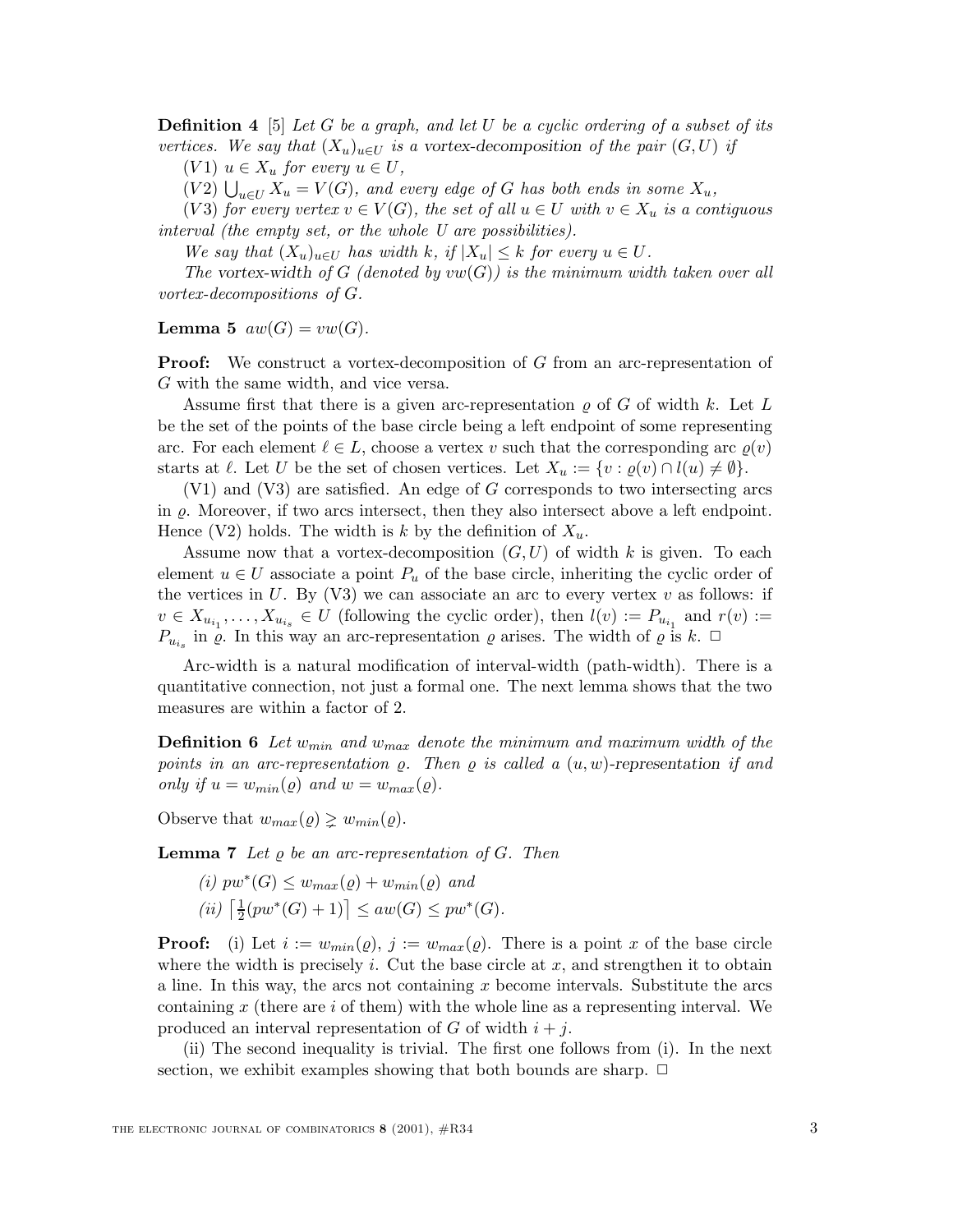**Definition 4** [5] *Let $G$ be a graph, and let $U$ be a cyclic ordering of a subset of its vertices. We say that $(X_u)_{u \in U}$ is a* vortex-decomposition *of the pair $(G, U)$ if*

*$(V1)$ $u \in X_u$ for every $u \in U$,*

*$(V2)$ $\bigcup_{u \in U} X_u = V(G)$, and every edge of $G$ has both ends in some $X_u$,*

*$(V3)$ for every vertex $v \in V(G)$, the set of all $u \in U$ with $v \in X_u$ is a contiguous interval (the empty set, or the whole $U$ are possibilities).*

*We say that $(X_u)_{u \in U}$ has width $k$, if $|X_u| \leq k$ for every $u \in U$.*

*The* vortex-width *of $G$ (denoted by $vw(G)$) is the minimum width taken over all vortex-decompositions of $G$.*

**Lemma 5** $aw(G) = vw(G)$.

**Proof:** We construct a vortex-decomposition of $G$ from an arc-representation of $G$ with the same width, and vice versa.

Assume first that there is a given arc-representation $\varrho$ of $G$ of width $k$. Let $L$ be the set of the points of the base circle being a left endpoint of some representing arc. For each element $\ell \in L$, choose a vertex $v$ such that the corresponding arc $\varrho(v)$ starts at $\ell$. Let $U$ be the set of chosen vertices. Let $X_u := \{v : \varrho(v) \cap l(u) \neq \emptyset\}$.

(V1) and (V3) are satisfied. An edge of $G$ corresponds to two intersecting arcs in $\varrho$. Moreover, if two arcs intersect, then they also intersect above a left endpoint. Hence (V2) holds. The width is $k$ by the definition of $X_u$.

Assume now that a vortex-decomposition $(G, U)$ of width $k$ is given. To each element $u \in U$ associate a point $P_u$ of the base circle, inheriting the cyclic order of the vertices in $U$. By (V3) we can associate an arc to every vertex $v$ as follows: if $v \in X_{u_{i_1}}, \ldots, X_{u_{i_s}} \in U$ (following the cyclic order), then $l(v) := P_{u_{i_1}}$ and $r(v) := P_{u_{i_s}}$ in $\varrho$. In this way an arc-representation $\varrho$ arises. The width of $\varrho$ is $k$. $\Box$

Arc-width is a natural modification of interval-width (path-width). There is a quantitative connection, not just a formal one. The next lemma shows that the two measures are within a factor of 2.

**Definition 6** *Let $w_{min}$ and $w_{max}$ denote the minimum and maximum width of the points in an arc-representation $\varrho$. Then $\varrho$ is called a $(u, w)$*-representation *if and only if $u = w_{min}(\varrho)$ and $w = w_{max}(\varrho)$.*

Observe that $w_{max}(\varrho) \gneq w_{min}(\varrho)$.

**Lemma 7** *Let $\varrho$ be an arc-representation of $G$. Then*

*(i) $pw^*(G) \leq w_{max}(\varrho) + w_{min}(\varrho)$ and*

*(ii) $\left\lceil \frac{1}{2}(pw^*(G) + 1) \right\rceil \leq aw(G) \leq pw^*(G)$.*

**Proof:** (i) Let $i := w_{min}(\varrho)$, $j := w_{max}(\varrho)$. There is a point $x$ of the base circle where the width is precisely $i$. Cut the base circle at $x$, and strengthen it to obtain a line. In this way, the arcs not containing $x$ become intervals. Substitute the arcs containing $x$ (there are $i$ of them) with the whole line as a representing interval. We produced an interval representation of $G$ of width $i + j$.

(ii) The second inequality is trivial. The first one follows from (i). In the next section, we exhibit examples showing that both bounds are sharp. $\Box$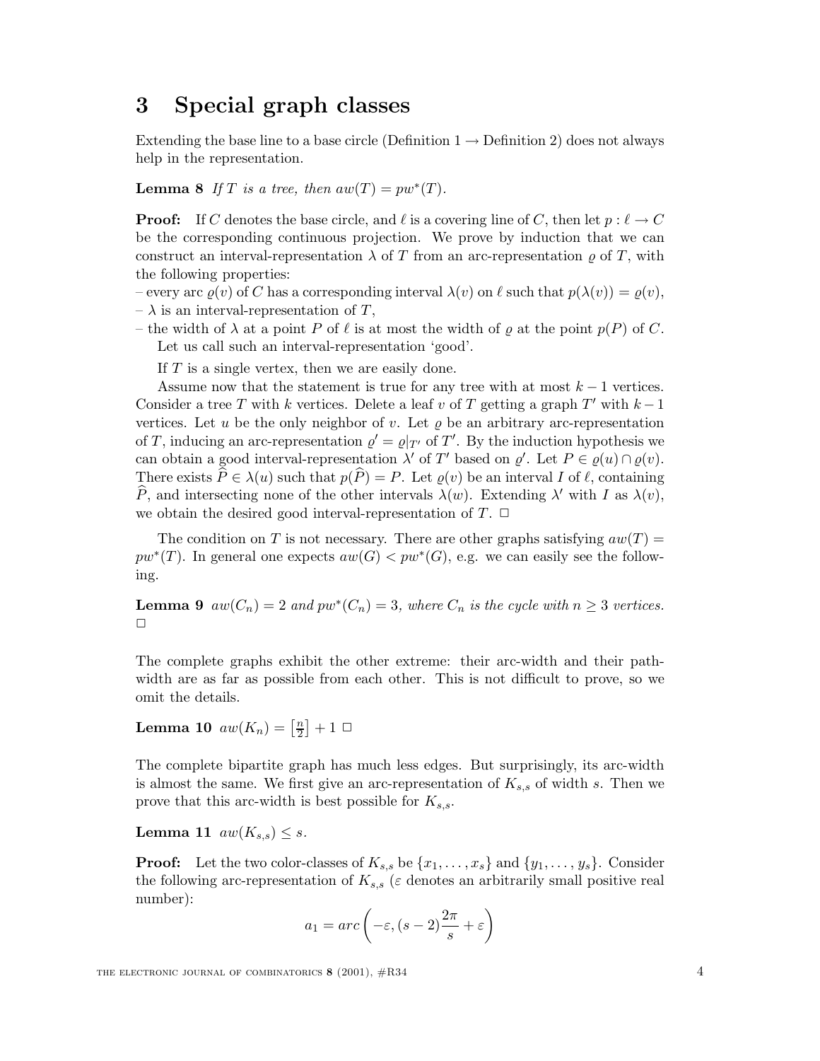## 3 Special graph classes

Extending the base line to a base circle (Definition 1 → Definition 2) does not always help in the representation.

**Lemma 8** *If $T$ is a tree, then $aw(T) = pw^*(T)$.*

**Proof:** If $C$ denotes the base circle, and $\ell$ is a covering line of $C$, then let $p : \ell \to C$ be the corresponding continuous projection. We prove by induction that we can construct an interval-representation $\lambda$ of $T$ from an arc-representation $\varrho$ of $T$, with the following properties:

– every arc $\varrho(v)$ of $C$ has a corresponding interval $\lambda(v)$ on $\ell$ such that $p(\lambda(v)) = \varrho(v)$,
– $\lambda$ is an interval-representation of $T$,
– the width of $\lambda$ at a point $P$ of $\ell$ is at most the width of $\varrho$ at the point $p(P)$ of $C$.

Let us call such an interval-representation 'good'.

If $T$ is a single vertex, then we are easily done.

Assume now that the statement is true for any tree with at most $k-1$ vertices. Consider a tree $T$ with $k$ vertices. Delete a leaf $v$ of $T$ getting a graph $T'$ with $k-1$ vertices. Let $u$ be the only neighbor of $v$. Let $\varrho$ be an arbitrary arc-representation of $T$, inducing an arc-representation $\varrho' = \varrho|_{T'}$ of $T'$. By the induction hypothesis we can obtain a good interval-representation $\lambda'$ of $T'$ based on $\varrho'$. Let $P \in \varrho(u) \cap \varrho(v)$. There exists $\widehat{P} \in \lambda(u)$ such that $p(\widehat{P}) = P$. Let $\varrho(v)$ be an interval $I$ of $\ell$, containing $\widehat{P}$, and intersecting none of the other intervals $\lambda(w)$. Extending $\lambda'$ with $I$ as $\lambda(v)$, we obtain the desired good interval-representation of $T$. □

The condition on $T$ is not necessary. There are other graphs satisfying $aw(T) = pw^*(T)$. In general one expects $aw(G) < pw^*(G)$, e.g. we can easily see the following.

**Lemma 9** *$aw(C_n) = 2$ and $pw^*(C_n) = 3$, where $C_n$ is the cycle with $n \geq 3$ vertices.* □

The complete graphs exhibit the other extreme: their arc-width and their path-width are as far as possible from each other. This is not difficult to prove, so we omit the details.

**Lemma 10** $aw(K_n) = \left[\frac{n}{2}\right] + 1$ □

The complete bipartite graph has much less edges. But surprisingly, its arc-width is almost the same. We first give an arc-representation of $K_{s,s}$ of width $s$. Then we prove that this arc-width is best possible for $K_{s,s}$.

**Lemma 11** $aw(K_{s,s}) \leq s$.

**Proof:** Let the two color-classes of $K_{s,s}$ be $\{x_1, \ldots, x_s\}$ and $\{y_1, \ldots, y_s\}$. Consider the following arc-representation of $K_{s,s}$ ($\varepsilon$ denotes an arbitrarily small positive real number):

$$a_1 = arc\left(-\varepsilon, (s-2)\frac{2\pi}{s} + \varepsilon\right)$$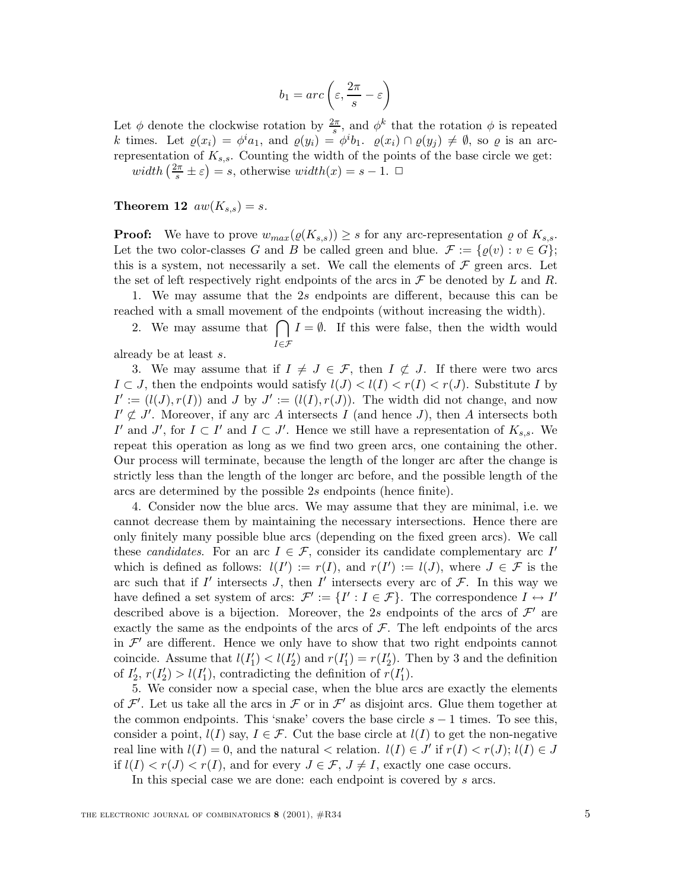$$b_1 = arc\left(\varepsilon, \frac{2\pi}{s} - \varepsilon\right)$$

Let $\phi$ denote the clockwise rotation by $\frac{2\pi}{s}$, and $\phi^k$ that the rotation $\phi$ is repeated $k$ times. Let $\varrho(x_i) = \phi^i a_1$, and $\varrho(y_i) = \phi^i b_1$. $\varrho(x_i) \cap \varrho(y_j) \neq \emptyset$, so $\varrho$ is an arc-representation of $K_{s,s}$. Counting the width of the points of the base circle we get: $width\left(\frac{2\pi}{s} \pm \varepsilon\right) = s$, otherwise $width(x) = s - 1$. □

**Theorem 12** $aw(K_{s,s}) = s$.

**Proof:** We have to prove $w_{max}(\varrho(K_{s,s})) \geq s$ for any arc-representation $\varrho$ of $K_{s,s}$. Let the two color-classes $G$ and $B$ be called green and blue. $\mathcal{F} := \{\varrho(v) : v \in G\}$; this is a system, not necessarily a set. We call the elements of $\mathcal{F}$ green arcs. Let the set of left respectively right endpoints of the arcs in $\mathcal{F}$ be denoted by $L$ and $R$.

1. We may assume that the $2s$ endpoints are different, because this can be reached with a small movement of the endpoints (without increasing the width).

2. We may assume that $\bigcap_{I \in \mathcal{F}} I = \emptyset$. If this were false, then the width would already be at least $s$.

3. We may assume that if $I \neq J \in \mathcal{F}$, then $I \not\subset J$. If there were two arcs $I \subset J$, then the endpoints would satisfy $l(J) < l(I) < r(I) < r(J)$. Substitute $I$ by $I' := (l(J), r(I))$ and $J$ by $J' := (l(I), r(J))$. The width did not change, and now $I' \not\subset J'$. Moreover, if any arc $A$ intersects $I$ (and hence $J$), then $A$ intersects both $I'$ and $J'$, for $I \subset I'$ and $I \subset J'$. Hence we still have a representation of $K_{s,s}$. We repeat this operation as long as we find two green arcs, one containing the other. Our process will terminate, because the length of the longer arc after the change is strictly less than the length of the longer arc before, and the possible length of the arcs are determined by the possible $2s$ endpoints (hence finite).

4. Consider now the blue arcs. We may assume that they are minimal, i.e. we cannot decrease them by maintaining the necessary intersections. Hence there are only finitely many possible blue arcs (depending on the fixed green arcs). We call these *candidates*. For an arc $I \in \mathcal{F}$, consider its candidate complementary arc $I'$ which is defined as follows: $l(I') := r(I)$, and $r(I') := l(J)$, where $J \in \mathcal{F}$ is the arc such that if $I'$ intersects $J$, then $I'$ intersects every arc of $\mathcal{F}$. In this way we have defined a set system of arcs: $\mathcal{F}' := \{I' : I \in \mathcal{F}\}$. The correspondence $I \leftrightarrow I'$ described above is a bijection. Moreover, the $2s$ endpoints of the arcs of $\mathcal{F}'$ are exactly the same as the endpoints of the arcs of $\mathcal{F}$. The left endpoints of the arcs in $\mathcal{F}'$ are different. Hence we only have to show that two right endpoints cannot coincide. Assume that $l(I_1') < l(I_2')$ and $r(I_1') = r(I_2')$. Then by 3 and the definition of $I_2'$, $r(I_2') > l(I_1')$, contradicting the definition of $r(I_1')$.

5. We consider now a special case, when the blue arcs are exactly the elements of $\mathcal{F}'$. Let us take all the arcs in $\mathcal{F}$ or in $\mathcal{F}'$ as disjoint arcs. Glue them together at the common endpoints. This 'snake' covers the base circle $s - 1$ times. To see this, consider a point, $l(I)$ say, $I \in \mathcal{F}$. Cut the base circle at $l(I)$ to get the non-negative real line with $l(I) = 0$, and the natural $<$ relation. $l(I) \in J'$ if $r(I) < r(J)$; $l(I) \in J$ if $l(I) < r(J) < r(I)$, and for every $J \in \mathcal{F}$, $J \neq I$, exactly one case occurs.

In this special case we are done: each endpoint is covered by $s$ arcs.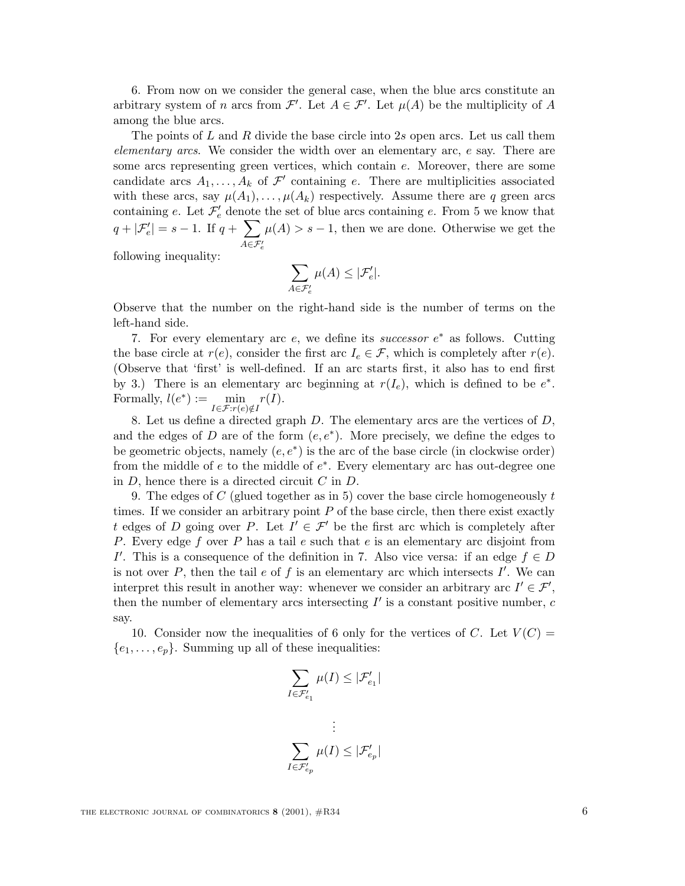6. From now on we consider the general case, when the blue arcs constitute an arbitrary system of $n$ arcs from $\mathcal{F}'$. Let $A \in \mathcal{F}'$. Let $\mu(A)$ be the multiplicity of $A$ among the blue arcs.

The points of $L$ and $R$ divide the base circle into $2s$ open arcs. Let us call them *elementary arcs*. We consider the width over an elementary arc, $e$ say. There are some arcs representing green vertices, which contain $e$. Moreover, there are some candidate arcs $A_1, \ldots, A_k$ of $\mathcal{F}'$ containing $e$. There are multiplicities associated with these arcs, say $\mu(A_1), \ldots, \mu(A_k)$ respectively. Assume there are $q$ green arcs containing $e$. Let $\mathcal{F}'_e$ denote the set of blue arcs containing $e$. From 5 we know that $q + |\mathcal{F}'_e| = s - 1$. If $q + \sum_{A \in \mathcal{F}'_e} \mu(A) > s - 1$, then we are done. Otherwise we get the following inequality:

$$\sum_{A \in \mathcal{F}'_e} \mu(A) \leq |\mathcal{F}'_e|.$$

Observe that the number on the right-hand side is the number of terms on the left-hand side.

7. For every elementary arc $e$, we define its *successor* $e^*$ as follows. Cutting the base circle at $r(e)$, consider the first arc $I_e \in \mathcal{F}$, which is completely after $r(e)$. (Observe that 'first' is well-defined. If an arc starts first, it also has to end first by 3.) There is an elementary arc beginning at $r(I_e)$, which is defined to be $e^*$. Formally, $l(e^*) := \min_{I \in \mathcal{F}: r(e) \notin I} r(I)$.

8. Let us define a directed graph $D$. The elementary arcs are the vertices of $D$, and the edges of $D$ are of the form $(e, e^*)$. More precisely, we define the edges to be geometric objects, namely $(e, e^*)$ is the arc of the base circle (in clockwise order) from the middle of $e$ to the middle of $e^*$. Every elementary arc has out-degree one in $D$, hence there is a directed circuit $C$ in $D$.

9. The edges of $C$ (glued together as in 5) cover the base circle homogeneously $t$ times. If we consider an arbitrary point $P$ of the base circle, then there exist exactly $t$ edges of $D$ going over $P$. Let $I' \in \mathcal{F}'$ be the first arc which is completely after $P$. Every edge $f$ over $P$ has a tail $e$ such that $e$ is an elementary arc disjoint from $I'$. This is a consequence of the definition in 7. Also vice versa: if an edge $f \in D$ is not over $P$, then the tail $e$ of $f$ is an elementary arc which intersects $I'$. We can interpret this result in another way: whenever we consider an arbitrary arc $I' \in \mathcal{F}'$, then the number of elementary arcs intersecting $I'$ is a constant positive number, $c$ say.

10. Consider now the inequalities of 6 only for the vertices of $C$. Let $V(C) = \{e_1, \ldots, e_p\}$. Summing up all of these inequalities:

$$\sum_{I \in \mathcal{F}'_{e_1}} \mu(I) \leq |\mathcal{F}'_{e_1}|$$

$$\vdots$$

$$\sum_{I \in \mathcal{F}'_{e_p}} \mu(I) \leq |\mathcal{F}'_{e_p}|$$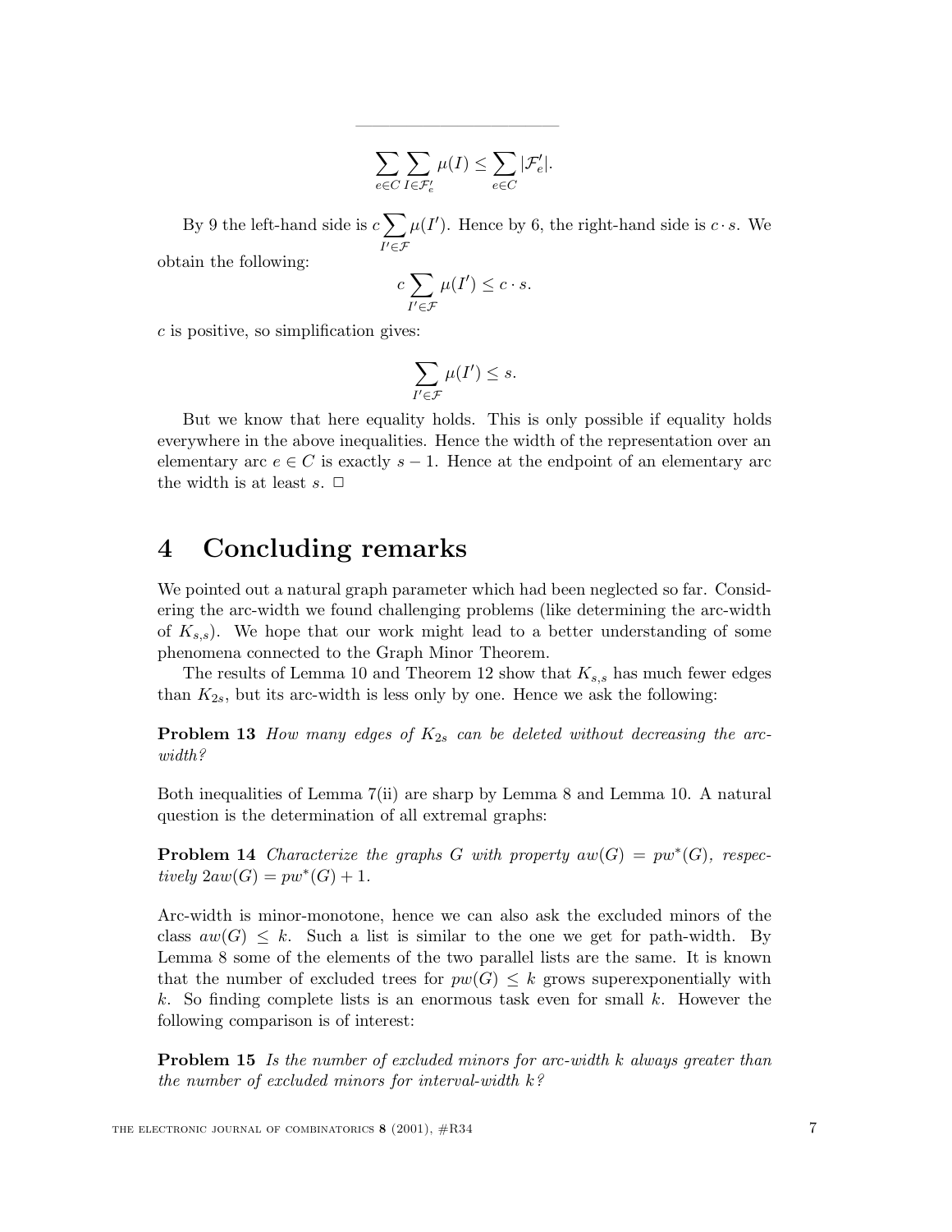$$\sum_{e \in C} \sum_{I \in \mathcal{F}'_e} \mu(I) \leq \sum_{e \in C} |\mathcal{F}'_e|.$$

By 9 the left-hand side is $c \sum_{I' \in \mathcal{F}} \mu(I')$. Hence by 6, the right-hand side is $c \cdot s$. We obtain the following:

$$c \sum_{I' \in \mathcal{F}} \mu(I') \leq c \cdot s.$$

$c$ is positive, so simplification gives:

$$\sum_{I' \in \mathcal{F}} \mu(I') \leq s.$$

But we know that here equality holds. This is only possible if equality holds everywhere in the above inequalities. Hence the width of the representation over an elementary arc $e \in C$ is exactly $s - 1$. Hence at the endpoint of an elementary arc the width is at least $s$. □

# 4 Concluding remarks

We pointed out a natural graph parameter which had been neglected so far. Considering the arc-width we found challenging problems (like determining the arc-width of $K_{s,s}$). We hope that our work might lead to a better understanding of some phenomena connected to the Graph Minor Theorem.

The results of Lemma 10 and Theorem 12 show that $K_{s,s}$ has much fewer edges than $K_{2s}$, but its arc-width is less only by one. Hence we ask the following:

**Problem 13** *How many edges of $K_{2s}$ can be deleted without decreasing the arc-width?*

Both inequalities of Lemma 7(ii) are sharp by Lemma 8 and Lemma 10. A natural question is the determination of all extremal graphs:

**Problem 14** *Characterize the graphs $G$ with property $aw(G) = pw^*(G)$, respectively $2aw(G) = pw^*(G) + 1$.*

Arc-width is minor-monotone, hence we can also ask the excluded minors of the class $aw(G) \leq k$. Such a list is similar to the one we get for path-width. By Lemma 8 some of the elements of the two parallel lists are the same. It is known that the number of excluded trees for $pw(G) \leq k$ grows superexponentially with $k$. So finding complete lists is an enormous task even for small $k$. However the following comparison is of interest:

**Problem 15** *Is the number of excluded minors for arc-width $k$ always greater than the number of excluded minors for interval-width $k$?*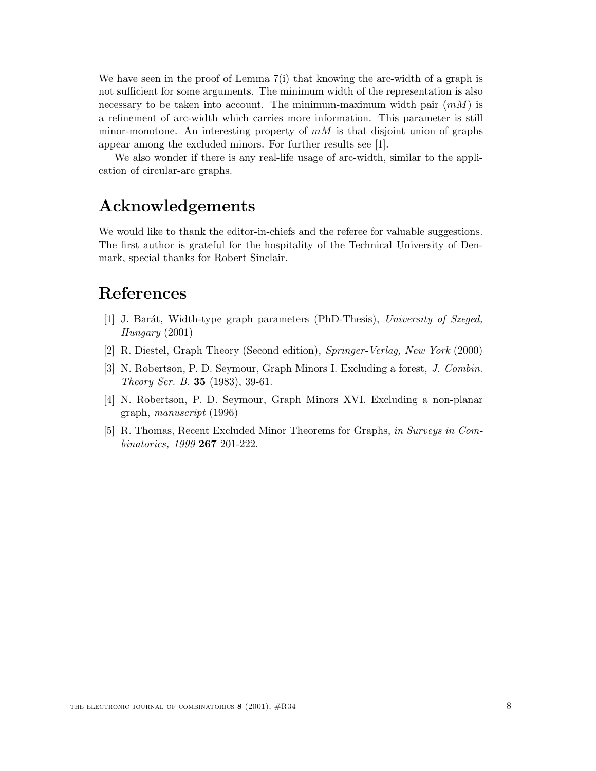We have seen in the proof of Lemma 7(i) that knowing the arc-width of a graph is not sufficient for some arguments. The minimum width of the representation is also necessary to be taken into account. The minimum-maximum width pair ($mM$) is a refinement of arc-width which carries more information. This parameter is still minor-monotone. An interesting property of $mM$ is that disjoint union of graphs appear among the excluded minors. For further results see [1].

We also wonder if there is any real-life usage of arc-width, similar to the application of circular-arc graphs.

## Acknowledgements

We would like to thank the editor-in-chiefs and the referee for valuable suggestions. The first author is grateful for the hospitality of the Technical University of Denmark, special thanks for Robert Sinclair.

## References

[1] J. Barát, Width-type graph parameters (PhD-Thesis), *University of Szeged, Hungary* (2001)

[2] R. Diestel, Graph Theory (Second edition), *Springer-Verlag, New York* (2000)

[3] N. Robertson, P. D. Seymour, Graph Minors I. Excluding a forest, *J. Combin. Theory Ser. B.* **35** (1983), 39-61.

[4] N. Robertson, P. D. Seymour, Graph Minors XVI. Excluding a non-planar graph, *manuscript* (1996)

[5] R. Thomas, Recent Excluded Minor Theorems for Graphs, *in Surveys in Combinatorics, 1999* **267** 201-222.